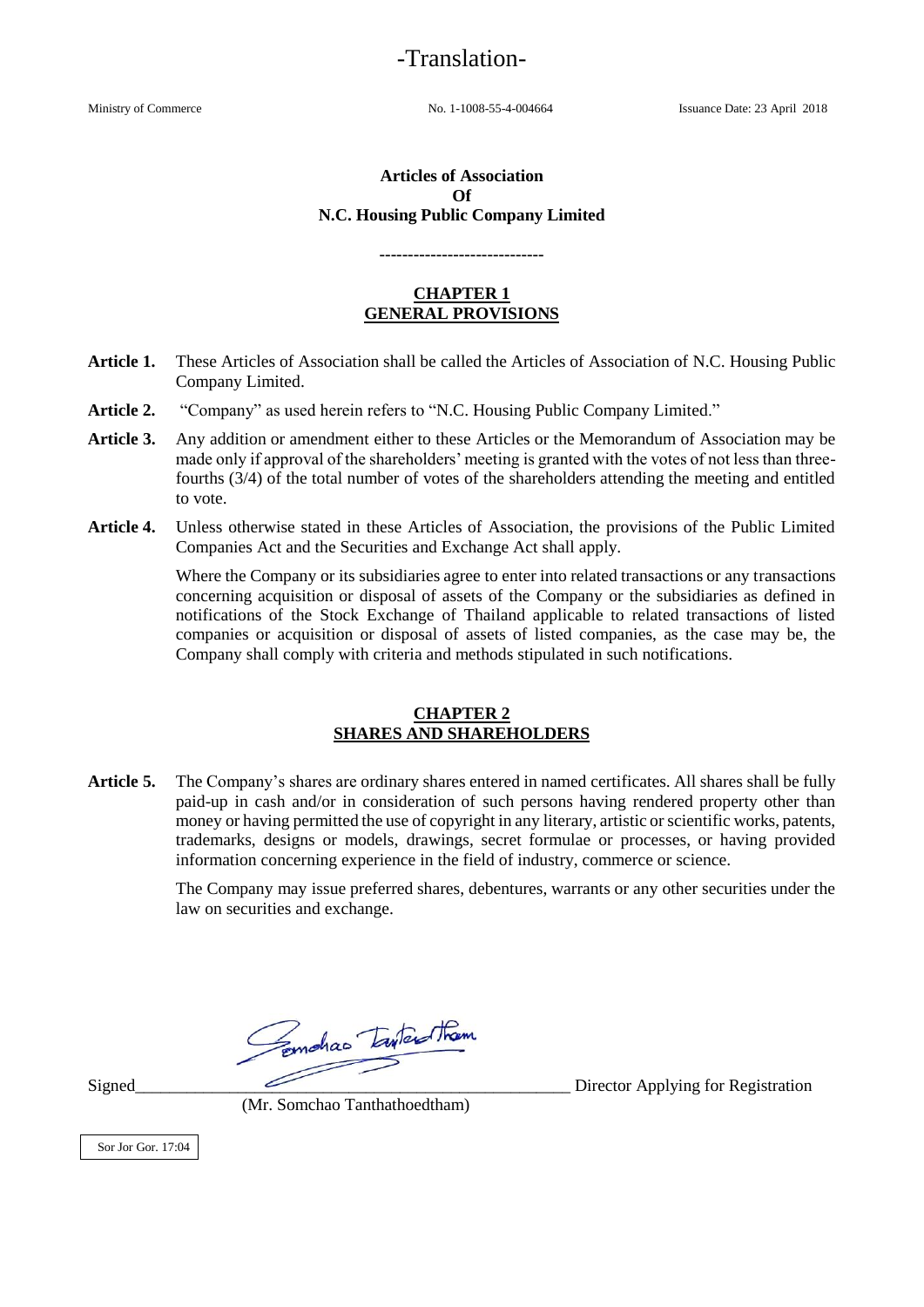-Translation-

Ministry of Commerce No. 1-1008-55-4-004664 Issuance Date: 23 April 2018

**Articles of Association**
**Of**
**N.C. Housing Public Company Limited**

-----------------------------

## CHAPTER 1
## GENERAL PROVISIONS

**Article 1.** These Articles of Association shall be called the Articles of Association of N.C. Housing Public Company Limited.

**Article 2.** "Company" as used herein refers to "N.C. Housing Public Company Limited."

**Article 3.** Any addition or amendment either to these Articles or the Memorandum of Association may be made only if approval of the shareholders' meeting is granted with the votes of not less than three-fourths (3/4) of the total number of votes of the shareholders attending the meeting and entitled to vote.

**Article 4.** Unless otherwise stated in these Articles of Association, the provisions of the Public Limited Companies Act and the Securities and Exchange Act shall apply.

Where the Company or its subsidiaries agree to enter into related transactions or any transactions concerning acquisition or disposal of assets of the Company or the subsidiaries as defined in notifications of the Stock Exchange of Thailand applicable to related transactions of listed companies or acquisition or disposal of assets of listed companies, as the case may be, the Company shall comply with criteria and methods stipulated in such notifications.

## CHAPTER 2
## SHARES AND SHAREHOLDERS

**Article 5.** The Company's shares are ordinary shares entered in named certificates. All shares shall be fully paid-up in cash and/or in consideration of such persons having rendered property other than money or having permitted the use of copyright in any literary, artistic or scientific works, patents, trademarks, designs or models, drawings, secret formulae or processes, or having provided information concerning experience in the field of industry, commerce or science.

The Company may issue preferred shares, debentures, warrants or any other securities under the law on securities and exchange.

Signed_______________________________ Director Applying for Registration
(Mr. Somchao Tanthathoedtham)

Sor Jor Gor. 17:04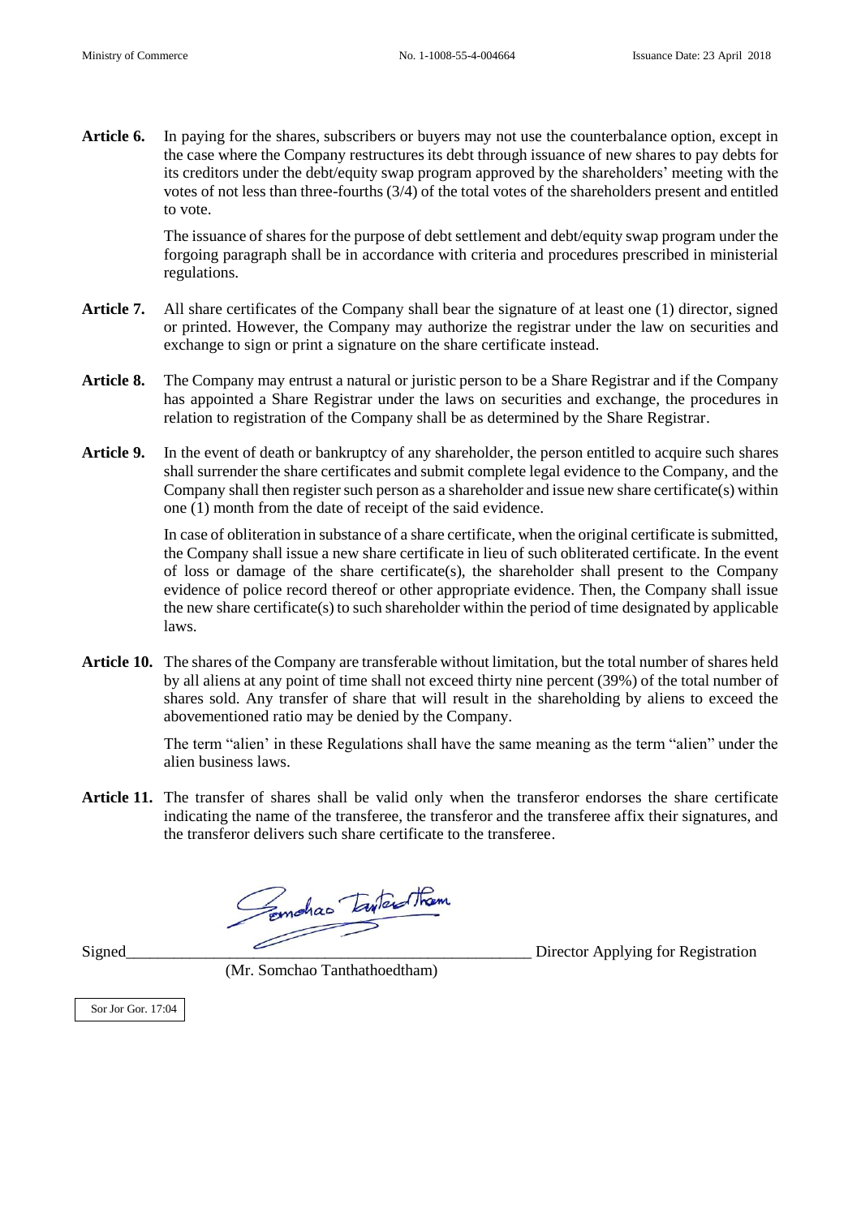**Article 6.** In paying for the shares, subscribers or buyers may not use the counterbalance option, except in the case where the Company restructures its debt through issuance of new shares to pay debts for its creditors under the debt/equity swap program approved by the shareholders' meeting with the votes of not less than three-fourths (3/4) of the total votes of the shareholders present and entitled to vote.

The issuance of shares for the purpose of debt settlement and debt/equity swap program under the forgoing paragraph shall be in accordance with criteria and procedures prescribed in ministerial regulations.

**Article 7.** All share certificates of the Company shall bear the signature of at least one (1) director, signed or printed. However, the Company may authorize the registrar under the law on securities and exchange to sign or print a signature on the share certificate instead.

**Article 8.** The Company may entrust a natural or juristic person to be a Share Registrar and if the Company has appointed a Share Registrar under the laws on securities and exchange, the procedures in relation to registration of the Company shall be as determined by the Share Registrar.

**Article 9.** In the event of death or bankruptcy of any shareholder, the person entitled to acquire such shares shall surrender the share certificates and submit complete legal evidence to the Company, and the Company shall then register such person as a shareholder and issue new share certificate(s) within one (1) month from the date of receipt of the said evidence.

In case of obliteration in substance of a share certificate, when the original certificate is submitted, the Company shall issue a new share certificate in lieu of such obliterated certificate. In the event of loss or damage of the share certificate(s), the shareholder shall present to the Company evidence of police record thereof or other appropriate evidence. Then, the Company shall issue the new share certificate(s) to such shareholder within the period of time designated by applicable laws.

**Article 10.** The shares of the Company are transferable without limitation, but the total number of shares held by all aliens at any point of time shall not exceed thirty nine percent (39%) of the total number of shares sold. Any transfer of share that will result in the shareholding by aliens to exceed the abovementioned ratio may be denied by the Company.

The term "alien' in these Regulations shall have the same meaning as the term "alien" under the alien business laws.

**Article 11.** The transfer of shares shall be valid only when the transferor endorses the share certificate indicating the name of the transferee, the transferor and the transferee affix their signatures, and the transferor delivers such share certificate to the transferee.

Signed\_\_\_\_\_\_\_\_\_\_\_\_\_\_\_\_\_\_\_\_\_\_\_\_\_\_\_\_\_\_\_\_\_\_\_\_\_\_\_\_ Director Applying for Registration

(Mr. Somchao Tanthathoedtham)

Sor Jor Gor. 17:04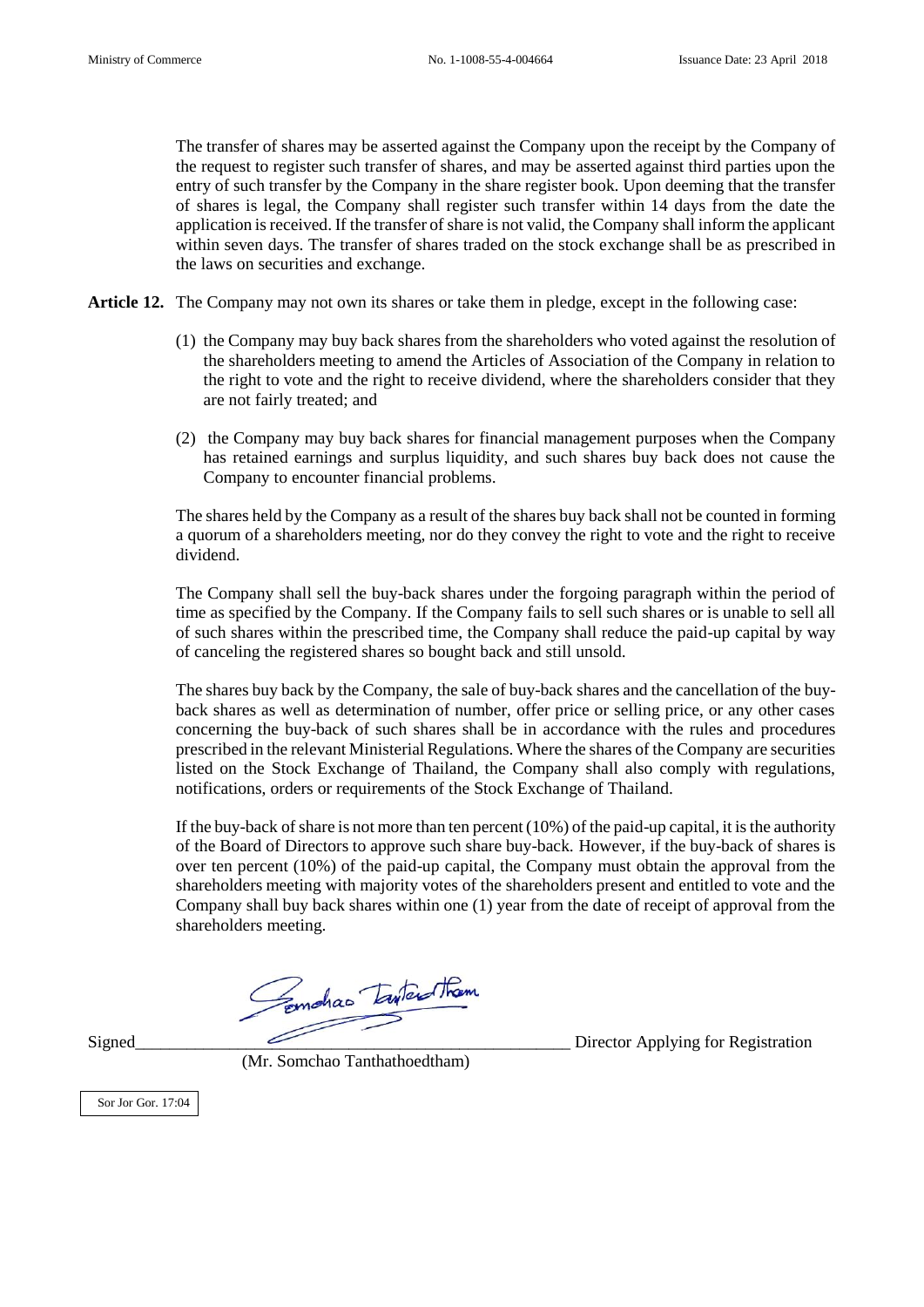The transfer of shares may be asserted against the Company upon the receipt by the Company of the request to register such transfer of shares, and may be asserted against third parties upon the entry of such transfer by the Company in the share register book. Upon deeming that the transfer of shares is legal, the Company shall register such transfer within 14 days from the date the application is received. If the transfer of share is not valid, the Company shall inform the applicant within seven days. The transfer of shares traded on the stock exchange shall be as prescribed in the laws on securities and exchange.

**Article 12.** The Company may not own its shares or take them in pledge, except in the following case:

(1) the Company may buy back shares from the shareholders who voted against the resolution of the shareholders meeting to amend the Articles of Association of the Company in relation to the right to vote and the right to receive dividend, where the shareholders consider that they are not fairly treated; and

(2) the Company may buy back shares for financial management purposes when the Company has retained earnings and surplus liquidity, and such shares buy back does not cause the Company to encounter financial problems.

The shares held by the Company as a result of the shares buy back shall not be counted in forming a quorum of a shareholders meeting, nor do they convey the right to vote and the right to receive dividend.

The Company shall sell the buy-back shares under the forgoing paragraph within the period of time as specified by the Company. If the Company fails to sell such shares or is unable to sell all of such shares within the prescribed time, the Company shall reduce the paid-up capital by way of canceling the registered shares so bought back and still unsold.

The shares buy back by the Company, the sale of buy-back shares and the cancellation of the buy-back shares as well as determination of number, offer price or selling price, or any other cases concerning the buy-back of such shares shall be in accordance with the rules and procedures prescribed in the relevant Ministerial Regulations. Where the shares of the Company are securities listed on the Stock Exchange of Thailand, the Company shall also comply with regulations, notifications, orders or requirements of the Stock Exchange of Thailand.

If the buy-back of share is not more than ten percent (10%) of the paid-up capital, it is the authority of the Board of Directors to approve such share buy-back. However, if the buy-back of shares is over ten percent (10%) of the paid-up capital, the Company must obtain the approval from the shareholders meeting with majority votes of the shareholders present and entitled to vote and the Company shall buy back shares within one (1) year from the date of receipt of approval from the shareholders meeting.

Signed_______________________________________________ Director Applying for Registration

(Mr. Somchao Tanthathoedtham)

Sor Jor Gor. 17:04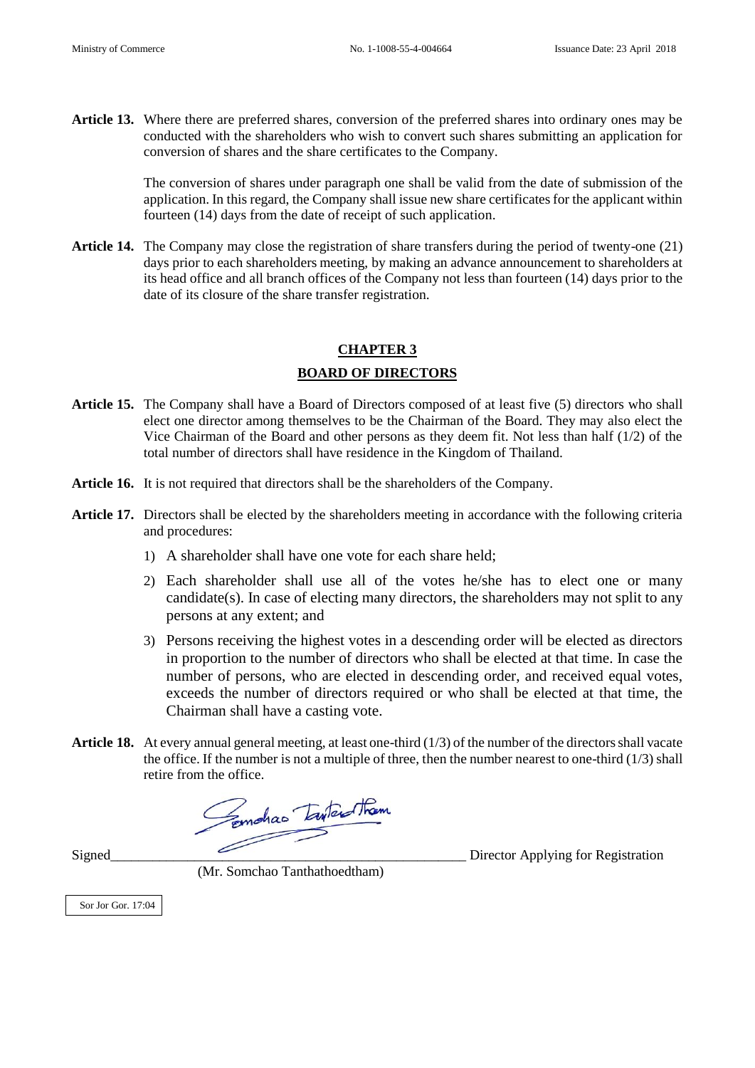**Article 13.** Where there are preferred shares, conversion of the preferred shares into ordinary ones may be conducted with the shareholders who wish to convert such shares submitting an application for conversion of shares and the share certificates to the Company.

The conversion of shares under paragraph one shall be valid from the date of submission of the application. In this regard, the Company shall issue new share certificates for the applicant within fourteen (14) days from the date of receipt of such application.

**Article 14.** The Company may close the registration of share transfers during the period of twenty-one (21) days prior to each shareholders meeting, by making an advance announcement to shareholders at its head office and all branch offices of the Company not less than fourteen (14) days prior to the date of its closure of the share transfer registration.

## CHAPTER 3

## BOARD OF DIRECTORS

**Article 15.** The Company shall have a Board of Directors composed of at least five (5) directors who shall elect one director among themselves to be the Chairman of the Board. They may also elect the Vice Chairman of the Board and other persons as they deem fit. Not less than half (1/2) of the total number of directors shall have residence in the Kingdom of Thailand.

**Article 16.** It is not required that directors shall be the shareholders of the Company.

**Article 17.** Directors shall be elected by the shareholders meeting in accordance with the following criteria and procedures:

1) A shareholder shall have one vote for each share held;
2) Each shareholder shall use all of the votes he/she has to elect one or many candidate(s). In case of electing many directors, the shareholders may not split to any persons at any extent; and
3) Persons receiving the highest votes in a descending order will be elected as directors in proportion to the number of directors who shall be elected at that time. In case the number of persons, who are elected in descending order, and received equal votes, exceeds the number of directors required or who shall be elected at that time, the Chairman shall have a casting vote.

**Article 18.** At every annual general meeting, at least one-third (1/3) of the number of the directors shall vacate the office. If the number is not a multiple of three, then the number nearest to one-third (1/3) shall retire from the office.

Signed_______________________________________________ Director Applying for Registration

(Mr. Somchao Tanthathoedtham)

Sor Jor Gor. 17:04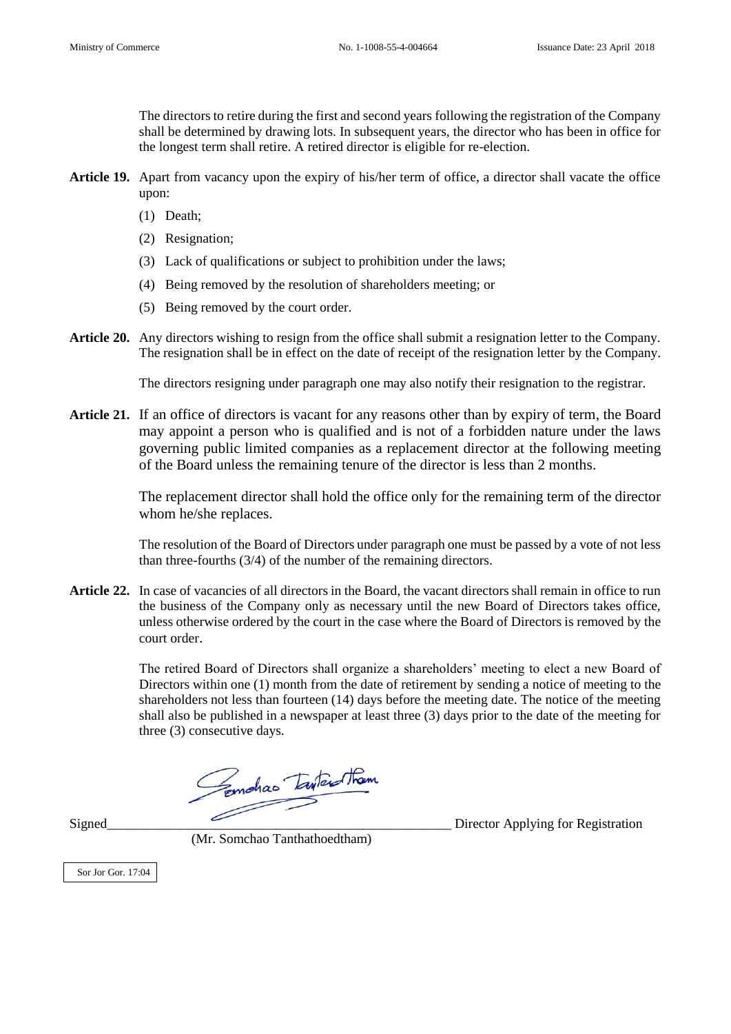The directors to retire during the first and second years following the registration of the Company shall be determined by drawing lots. In subsequent years, the director who has been in office for the longest term shall retire. A retired director is eligible for re-election.

**Article 19.** Apart from vacancy upon the expiry of his/her term of office, a director shall vacate the office upon:

(1) Death;

(2) Resignation;

(3) Lack of qualifications or subject to prohibition under the laws;

(4) Being removed by the resolution of shareholders meeting; or

(5) Being removed by the court order.

**Article 20.** Any directors wishing to resign from the office shall submit a resignation letter to the Company. The resignation shall be in effect on the date of receipt of the resignation letter by the Company.

The directors resigning under paragraph one may also notify their resignation to the registrar.

**Article 21.** If an office of directors is vacant for any reasons other than by expiry of term, the Board may appoint a person who is qualified and is not of a forbidden nature under the laws governing public limited companies as a replacement director at the following meeting of the Board unless the remaining tenure of the director is less than 2 months.

The replacement director shall hold the office only for the remaining term of the director whom he/she replaces.

The resolution of the Board of Directors under paragraph one must be passed by a vote of not less than three-fourths (3/4) of the number of the remaining directors.

**Article 22.** In case of vacancies of all directors in the Board, the vacant directors shall remain in office to run the business of the Company only as necessary until the new Board of Directors takes office, unless otherwise ordered by the court in the case where the Board of Directors is removed by the court order.

The retired Board of Directors shall organize a shareholders' meeting to elect a new Board of Directors within one (1) month from the date of retirement by sending a notice of meeting to the shareholders not less than fourteen (14) days before the meeting date. The notice of the meeting shall also be published in a newspaper at least three (3) days prior to the date of the meeting for three (3) consecutive days.

Signed\_\_\_\_\_\_\_\_\_\_\_\_\_\_\_\_\_\_\_\_\_\_\_\_\_\_\_\_\_\_\_\_\_\_\_\_\_\_\_\_\_\_\_\_\_\_\_\_ Director Applying for Registration

(Mr. Somchao Tanthathoedtham)

Sor Jor Gor. 17:04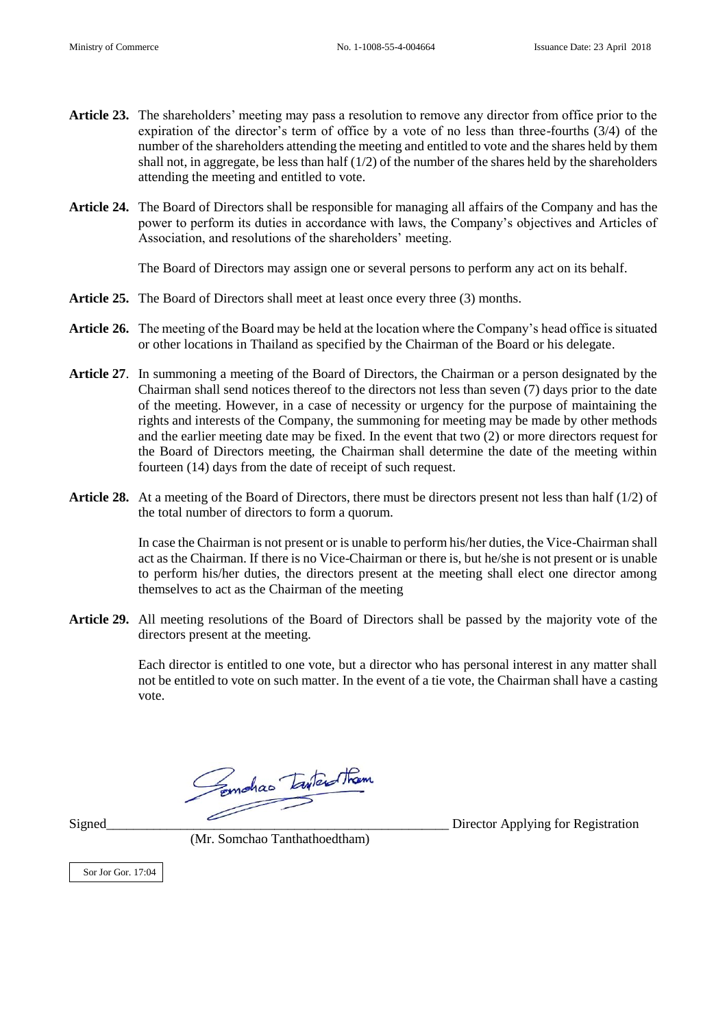**Article 23.** The shareholders' meeting may pass a resolution to remove any director from office prior to the expiration of the director's term of office by a vote of no less than three-fourths (3/4) of the number of the shareholders attending the meeting and entitled to vote and the shares held by them shall not, in aggregate, be less than half (1/2) of the number of the shares held by the shareholders attending the meeting and entitled to vote.

**Article 24.** The Board of Directors shall be responsible for managing all affairs of the Company and has the power to perform its duties in accordance with laws, the Company's objectives and Articles of Association, and resolutions of the shareholders' meeting.

The Board of Directors may assign one or several persons to perform any act on its behalf.

**Article 25.** The Board of Directors shall meet at least once every three (3) months.

**Article 26.** The meeting of the Board may be held at the location where the Company's head office is situated or other locations in Thailand as specified by the Chairman of the Board or his delegate.

**Article 27**. In summoning a meeting of the Board of Directors, the Chairman or a person designated by the Chairman shall send notices thereof to the directors not less than seven (7) days prior to the date of the meeting. However, in a case of necessity or urgency for the purpose of maintaining the rights and interests of the Company, the summoning for meeting may be made by other methods and the earlier meeting date may be fixed. In the event that two (2) or more directors request for the Board of Directors meeting, the Chairman shall determine the date of the meeting within fourteen (14) days from the date of receipt of such request.

**Article 28.** At a meeting of the Board of Directors, there must be directors present not less than half (1/2) of the total number of directors to form a quorum.

In case the Chairman is not present or is unable to perform his/her duties, the Vice-Chairman shall act as the Chairman. If there is no Vice-Chairman or there is, but he/she is not present or is unable to perform his/her duties, the directors present at the meeting shall elect one director among themselves to act as the Chairman of the meeting

**Article 29.** All meeting resolutions of the Board of Directors shall be passed by the majority vote of the directors present at the meeting.

Each director is entitled to one vote, but a director who has personal interest in any matter shall not be entitled to vote on such matter. In the event of a tie vote, the Chairman shall have a casting vote.

Signed\_\_\_\_\_\_\_\_\_\_\_\_\_\_\_\_\_\_\_\_\_\_\_\_\_\_\_\_\_\_\_\_\_\_\_\_\_\_\_\_ Director Applying for Registration

(Mr. Somchao Tanthathoedtham)

Sor Jor Gor. 17:04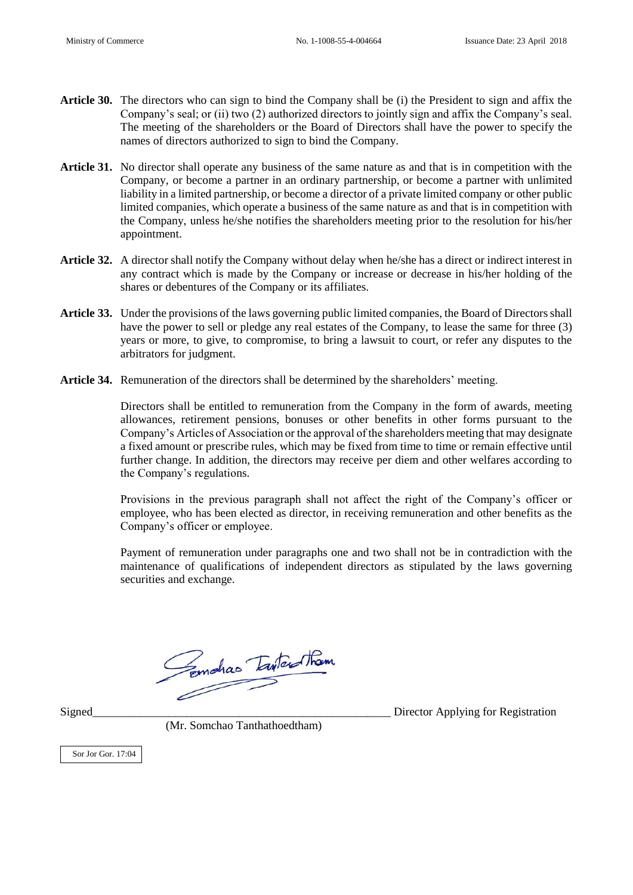**Article 30.** The directors who can sign to bind the Company shall be (i) the President to sign and affix the Company's seal; or (ii) two (2) authorized directors to jointly sign and affix the Company's seal. The meeting of the shareholders or the Board of Directors shall have the power to specify the names of directors authorized to sign to bind the Company.

**Article 31.** No director shall operate any business of the same nature as and that is in competition with the Company, or become a partner in an ordinary partnership, or become a partner with unlimited liability in a limited partnership, or become a director of a private limited company or other public limited companies, which operate a business of the same nature as and that is in competition with the Company, unless he/she notifies the shareholders meeting prior to the resolution for his/her appointment.

**Article 32.** A director shall notify the Company without delay when he/she has a direct or indirect interest in any contract which is made by the Company or increase or decrease in his/her holding of the shares or debentures of the Company or its affiliates.

**Article 33.** Under the provisions of the laws governing public limited companies, the Board of Directors shall have the power to sell or pledge any real estates of the Company, to lease the same for three (3) years or more, to give, to compromise, to bring a lawsuit to court, or refer any disputes to the arbitrators for judgment.

**Article 34.** Remuneration of the directors shall be determined by the shareholders' meeting.

Directors shall be entitled to remuneration from the Company in the form of awards, meeting allowances, retirement pensions, bonuses or other benefits in other forms pursuant to the Company's Articles of Association or the approval of the shareholders meeting that may designate a fixed amount or prescribe rules, which may be fixed from time to time or remain effective until further change. In addition, the directors may receive per diem and other welfares according to the Company's regulations.

Provisions in the previous paragraph shall not affect the right of the Company's officer or employee, who has been elected as director, in receiving remuneration and other benefits as the Company's officer or employee.

Payment of remuneration under paragraphs one and two shall not be in contradiction with the maintenance of qualifications of independent directors as stipulated by the laws governing securities and exchange.

Signed_______________________________________________ Director Applying for Registration

(Mr. Somchao Tanthathoedtham)

Sor Jor Gor. 17:04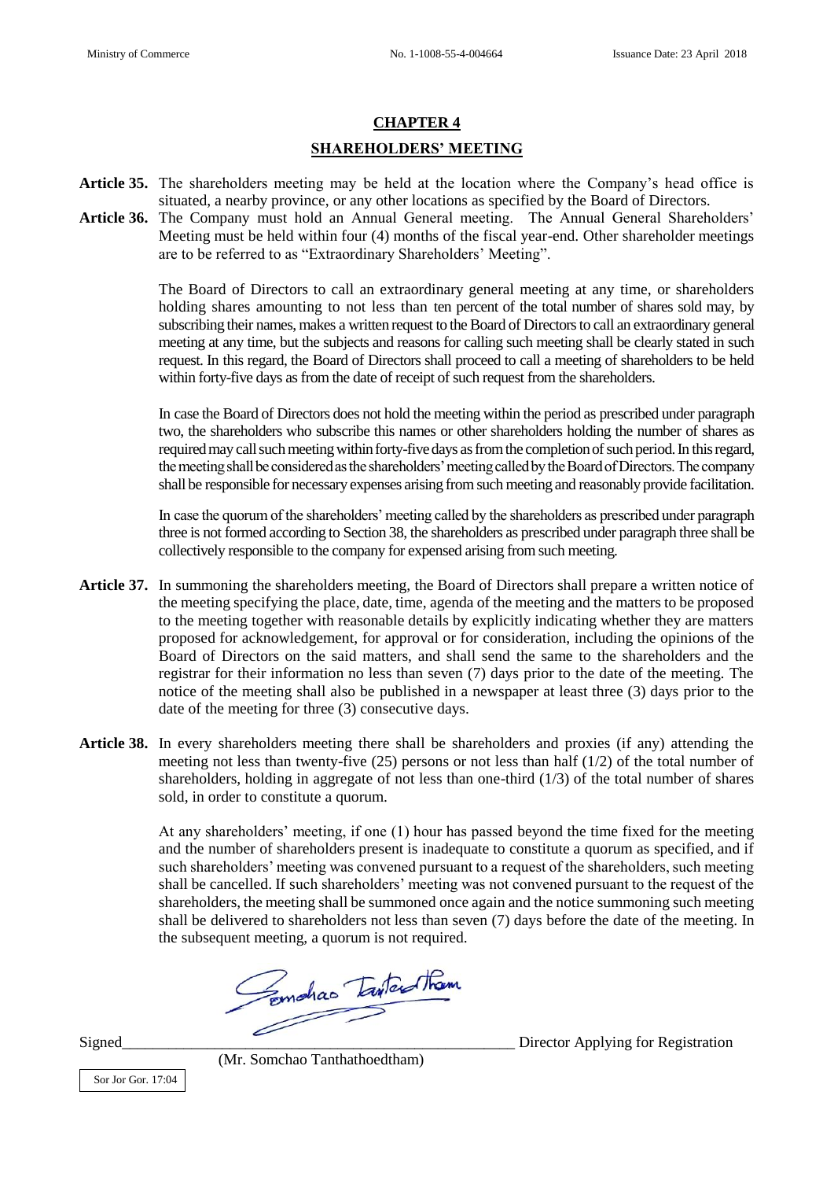## CHAPTER 4

## SHAREHOLDERS' MEETING

**Article 35.** The shareholders meeting may be held at the location where the Company's head office is situated, a nearby province, or any other locations as specified by the Board of Directors.

**Article 36.** The Company must hold an Annual General meeting. The Annual General Shareholders' Meeting must be held within four (4) months of the fiscal year-end. Other shareholder meetings are to be referred to as "Extraordinary Shareholders' Meeting".

The Board of Directors to call an extraordinary general meeting at any time, or shareholders holding shares amounting to not less than ten percent of the total number of shares sold may, by subscribing their names, makes a written request to the Board of Directors to call an extraordinary general meeting at any time, but the subjects and reasons for calling such meeting shall be clearly stated in such request. In this regard, the Board of Directors shall proceed to call a meeting of shareholders to be held within forty-five days as from the date of receipt of such request from the shareholders.

In case the Board of Directors does not hold the meeting within the period as prescribed under paragraph two, the shareholders who subscribe this names or other shareholders holding the number of shares as required may call such meeting within forty-five days as from the completion of such period. In this regard, the meeting shall be considered as the shareholders' meeting called by the Board of Directors. The company shall be responsible for necessary expenses arising from such meeting and reasonably provide facilitation.

In case the quorum of the shareholders' meeting called by the shareholders as prescribed under paragraph three is not formed according to Section 38, the shareholders as prescribed under paragraph three shall be collectively responsible to the company for expensed arising from such meeting.

**Article 37.** In summoning the shareholders meeting, the Board of Directors shall prepare a written notice of the meeting specifying the place, date, time, agenda of the meeting and the matters to be proposed to the meeting together with reasonable details by explicitly indicating whether they are matters proposed for acknowledgement, for approval or for consideration, including the opinions of the Board of Directors on the said matters, and shall send the same to the shareholders and the registrar for their information no less than seven (7) days prior to the date of the meeting. The notice of the meeting shall also be published in a newspaper at least three (3) days prior to the date of the meeting for three (3) consecutive days.

**Article 38.** In every shareholders meeting there shall be shareholders and proxies (if any) attending the meeting not less than twenty-five (25) persons or not less than half (1/2) of the total number of shareholders, holding in aggregate of not less than one-third (1/3) of the total number of shares sold, in order to constitute a quorum.

At any shareholders' meeting, if one (1) hour has passed beyond the time fixed for the meeting and the number of shareholders present is inadequate to constitute a quorum as specified, and if such shareholders' meeting was convened pursuant to a request of the shareholders, such meeting shall be cancelled. If such shareholders' meeting was not convened pursuant to the request of the shareholders, the meeting shall be summoned once again and the notice summoning such meeting shall be delivered to shareholders not less than seven (7) days before the date of the meeting. In the subsequent meeting, a quorum is not required.

Signed\_\_\_\_\_\_\_\_\_\_\_\_\_\_\_\_\_\_\_\_\_\_\_\_\_\_\_\_\_\_ Director Applying for Registration

(Mr. Somchao Tanthathoedtham)

Sor Jor Gor. 17:04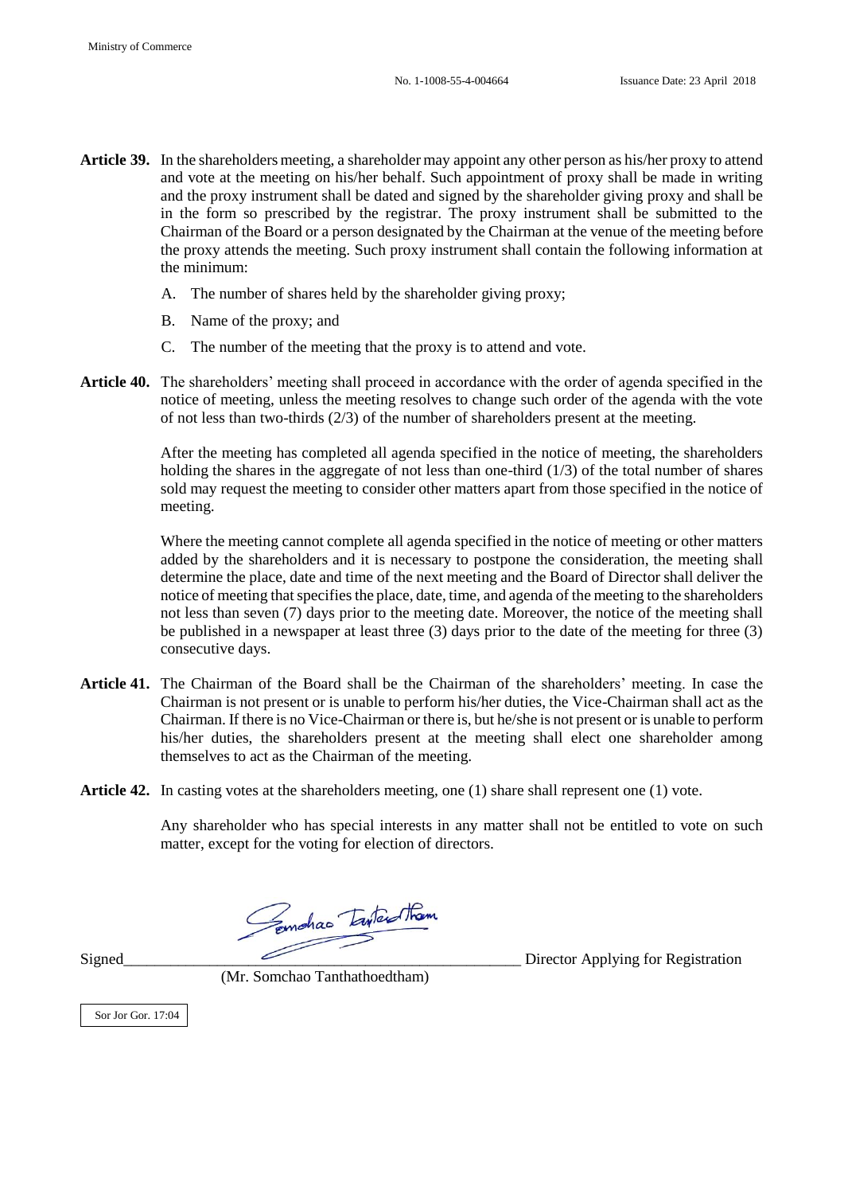**Article 39.** In the shareholders meeting, a shareholder may appoint any other person as his/her proxy to attend and vote at the meeting on his/her behalf. Such appointment of proxy shall be made in writing and the proxy instrument shall be dated and signed by the shareholder giving proxy and shall be in the form so prescribed by the registrar. The proxy instrument shall be submitted to the Chairman of the Board or a person designated by the Chairman at the venue of the meeting before the proxy attends the meeting. Such proxy instrument shall contain the following information at the minimum:

A. The number of shares held by the shareholder giving proxy;

B. Name of the proxy; and

C. The number of the meeting that the proxy is to attend and vote.

**Article 40.** The shareholders' meeting shall proceed in accordance with the order of agenda specified in the notice of meeting, unless the meeting resolves to change such order of the agenda with the vote of not less than two-thirds (2/3) of the number of shareholders present at the meeting.

After the meeting has completed all agenda specified in the notice of meeting, the shareholders holding the shares in the aggregate of not less than one-third (1/3) of the total number of shares sold may request the meeting to consider other matters apart from those specified in the notice of meeting.

Where the meeting cannot complete all agenda specified in the notice of meeting or other matters added by the shareholders and it is necessary to postpone the consideration, the meeting shall determine the place, date and time of the next meeting and the Board of Director shall deliver the notice of meeting that specifies the place, date, time, and agenda of the meeting to the shareholders not less than seven (7) days prior to the meeting date. Moreover, the notice of the meeting shall be published in a newspaper at least three (3) days prior to the date of the meeting for three (3) consecutive days.

**Article 41.** The Chairman of the Board shall be the Chairman of the shareholders' meeting. In case the Chairman is not present or is unable to perform his/her duties, the Vice-Chairman shall act as the Chairman. If there is no Vice-Chairman or there is, but he/she is not present or is unable to perform his/her duties, the shareholders present at the meeting shall elect one shareholder among themselves to act as the Chairman of the meeting.

**Article 42.** In casting votes at the shareholders meeting, one (1) share shall represent one (1) vote.

Any shareholder who has special interests in any matter shall not be entitled to vote on such matter, except for the voting for election of directors.

Signed_______________________________________ Director Applying for Registration

(Mr. Somchao Tanthathoedtham)

Sor Jor Gor. 17:04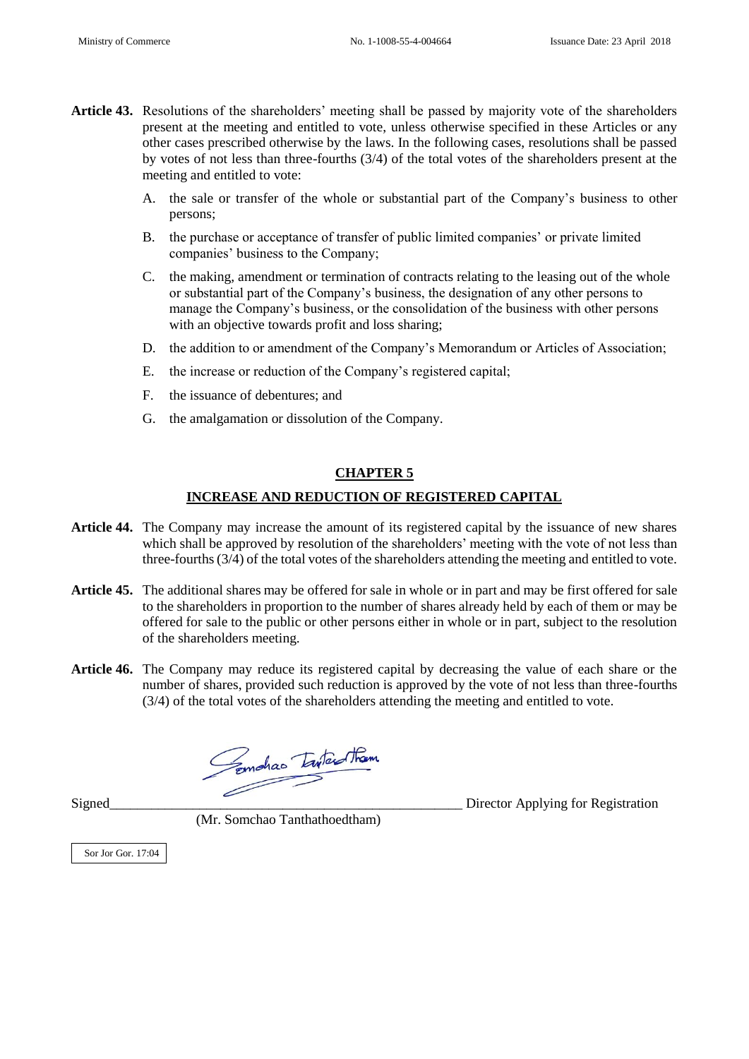**Article 43.** Resolutions of the shareholders' meeting shall be passed by majority vote of the shareholders present at the meeting and entitled to vote, unless otherwise specified in these Articles or any other cases prescribed otherwise by the laws. In the following cases, resolutions shall be passed by votes of not less than three-fourths (3/4) of the total votes of the shareholders present at the meeting and entitled to vote:

A. the sale or transfer of the whole or substantial part of the Company's business to other persons;

B. the purchase or acceptance of transfer of public limited companies' or private limited companies' business to the Company;

C. the making, amendment or termination of contracts relating to the leasing out of the whole or substantial part of the Company's business, the designation of any other persons to manage the Company's business, or the consolidation of the business with other persons with an objective towards profit and loss sharing;

D. the addition to or amendment of the Company's Memorandum or Articles of Association;

E. the increase or reduction of the Company's registered capital;

F. the issuance of debentures; and

G. the amalgamation or dissolution of the Company.

## CHAPTER 5

## INCREASE AND REDUCTION OF REGISTERED CAPITAL

**Article 44.** The Company may increase the amount of its registered capital by the issuance of new shares which shall be approved by resolution of the shareholders' meeting with the vote of not less than three-fourths (3/4) of the total votes of the shareholders attending the meeting and entitled to vote.

**Article 45.** The additional shares may be offered for sale in whole or in part and may be first offered for sale to the shareholders in proportion to the number of shares already held by each of them or may be offered for sale to the public or other persons either in whole or in part, subject to the resolution of the shareholders meeting.

**Article 46.** The Company may reduce its registered capital by decreasing the value of each share or the number of shares, provided such reduction is approved by the vote of not less than three-fourths (3/4) of the total votes of the shareholders attending the meeting and entitled to vote.

Signed\_\_\_\_\_\_\_\_\_\_\_\_\_\_\_\_\_\_\_\_\_\_\_\_\_\_\_\_\_\_\_\_\_\_\_\_\_\_\_\_\_\_\_\_ Director Applying for Registration

(Mr. Somchao Tanthathoedtham)

Sor Jor Gor. 17:04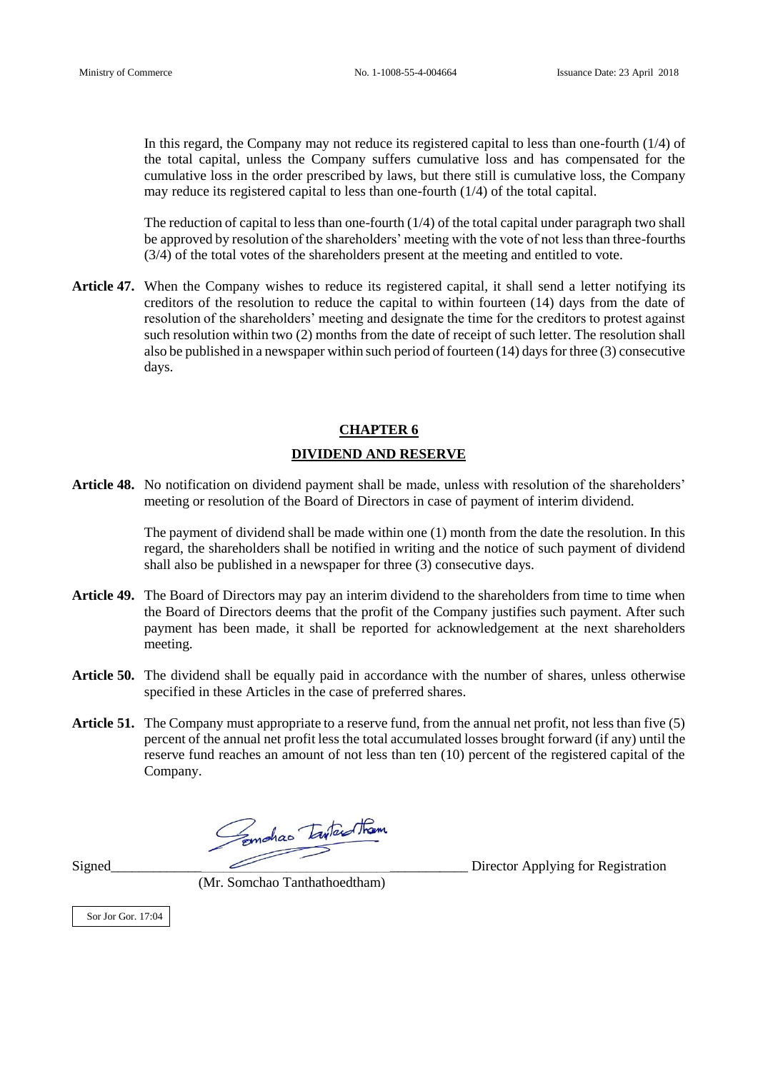In this regard, the Company may not reduce its registered capital to less than one-fourth (1/4) of the total capital, unless the Company suffers cumulative loss and has compensated for the cumulative loss in the order prescribed by laws, but there still is cumulative loss, the Company may reduce its registered capital to less than one-fourth (1/4) of the total capital.

The reduction of capital to less than one-fourth (1/4) of the total capital under paragraph two shall be approved by resolution of the shareholders' meeting with the vote of not less than three-fourths (3/4) of the total votes of the shareholders present at the meeting and entitled to vote.

**Article 47.** When the Company wishes to reduce its registered capital, it shall send a letter notifying its creditors of the resolution to reduce the capital to within fourteen (14) days from the date of resolution of the shareholders' meeting and designate the time for the creditors to protest against such resolution within two (2) months from the date of receipt of such letter. The resolution shall also be published in a newspaper within such period of fourteen (14) days for three (3) consecutive days.

## CHAPTER 6

## DIVIDEND AND RESERVE

**Article 48.** No notification on dividend payment shall be made, unless with resolution of the shareholders' meeting or resolution of the Board of Directors in case of payment of interim dividend.

The payment of dividend shall be made within one (1) month from the date the resolution. In this regard, the shareholders shall be notified in writing and the notice of such payment of dividend shall also be published in a newspaper for three (3) consecutive days.

**Article 49.** The Board of Directors may pay an interim dividend to the shareholders from time to time when the Board of Directors deems that the profit of the Company justifies such payment. After such payment has been made, it shall be reported for acknowledgement at the next shareholders meeting.

**Article 50.** The dividend shall be equally paid in accordance with the number of shares, unless otherwise specified in these Articles in the case of preferred shares.

**Article 51.** The Company must appropriate to a reserve fund, from the annual net profit, not less than five (5) percent of the annual net profit less the total accumulated losses brought forward (if any) until the reserve fund reaches an amount of not less than ten (10) percent of the registered capital of the Company.

Signed_____________________________________ Director Applying for Registration

(Mr. Somchao Tanthathoedtham)

Sor Jor Gor. 17:04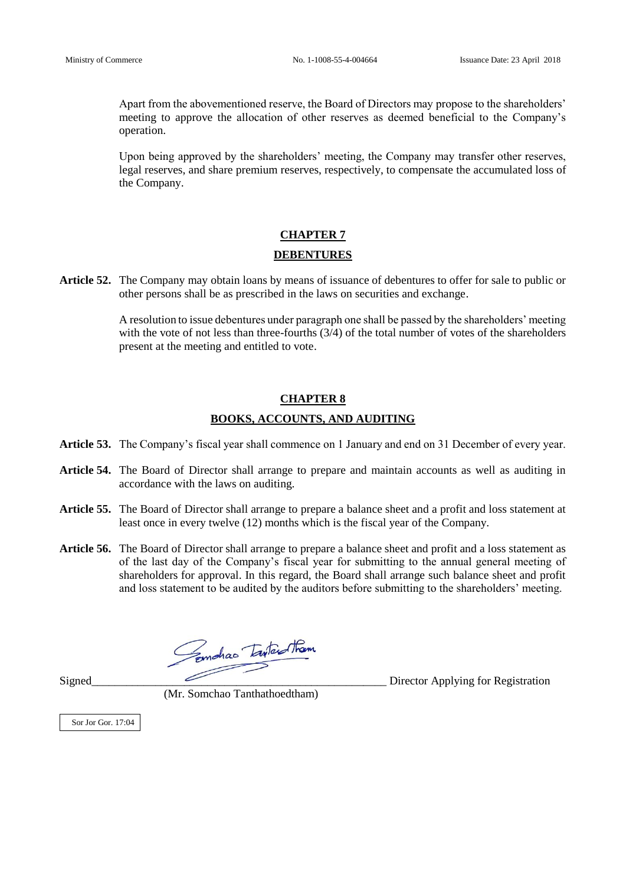Apart from the abovementioned reserve, the Board of Directors may propose to the shareholders' meeting to approve the allocation of other reserves as deemed beneficial to the Company's operation.

Upon being approved by the shareholders' meeting, the Company may transfer other reserves, legal reserves, and share premium reserves, respectively, to compensate the accumulated loss of the Company.

## CHAPTER 7

## DEBENTURES

**Article 52.** The Company may obtain loans by means of issuance of debentures to offer for sale to public or other persons shall be as prescribed in the laws on securities and exchange.

A resolution to issue debentures under paragraph one shall be passed by the shareholders' meeting with the vote of not less than three-fourths (3/4) of the total number of votes of the shareholders present at the meeting and entitled to vote.

## CHAPTER 8

## BOOKS, ACCOUNTS, AND AUDITING

**Article 53.** The Company's fiscal year shall commence on 1 January and end on 31 December of every year.

**Article 54.** The Board of Director shall arrange to prepare and maintain accounts as well as auditing in accordance with the laws on auditing.

**Article 55.** The Board of Director shall arrange to prepare a balance sheet and a profit and loss statement at least once in every twelve (12) months which is the fiscal year of the Company.

**Article 56.** The Board of Director shall arrange to prepare a balance sheet and profit and a loss statement as of the last day of the Company's fiscal year for submitting to the annual general meeting of shareholders for approval. In this regard, the Board shall arrange such balance sheet and profit and loss statement to be audited by the auditors before submitting to the shareholders' meeting.

Signed________________________________________________ Director Applying for Registration

(Mr. Somchao Tanthathoedtham)

Sor Jor Gor. 17:04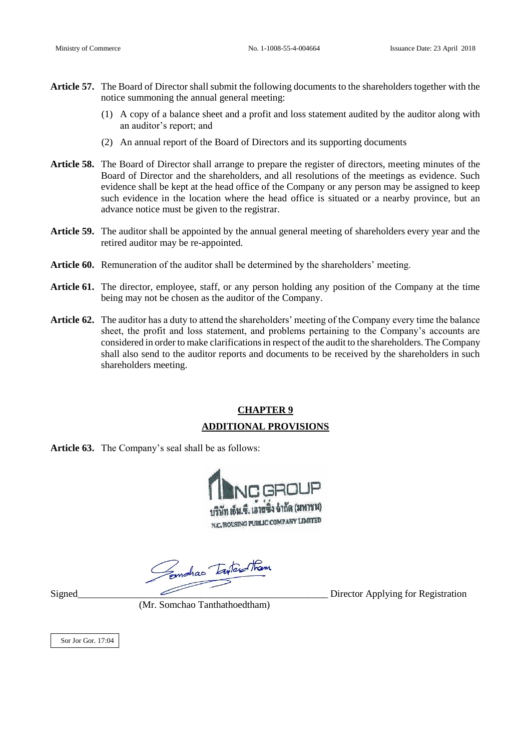**Article 57.** The Board of Director shall submit the following documents to the shareholders together with the notice summoning the annual general meeting:

(1) A copy of a balance sheet and a profit and loss statement audited by the auditor along with an auditor's report; and

(2) An annual report of the Board of Directors and its supporting documents

**Article 58.** The Board of Director shall arrange to prepare the register of directors, meeting minutes of the Board of Director and the shareholders, and all resolutions of the meetings as evidence. Such evidence shall be kept at the head office of the Company or any person may be assigned to keep such evidence in the location where the head office is situated or a nearby province, but an advance notice must be given to the registrar.

**Article 59.** The auditor shall be appointed by the annual general meeting of shareholders every year and the retired auditor may be re-appointed.

**Article 60.** Remuneration of the auditor shall be determined by the shareholders' meeting.

**Article 61.** The director, employee, staff, or any person holding any position of the Company at the time being may not be chosen as the auditor of the Company.

**Article 62.** The auditor has a duty to attend the shareholders' meeting of the Company every time the balance sheet, the profit and loss statement, and problems pertaining to the Company's accounts are considered in order to make clarifications in respect of the audit to the shareholders. The Company shall also send to the auditor reports and documents to be received by the shareholders in such shareholders meeting.

## CHAPTER 9

## ADDITIONAL PROVISIONS

**Article 63.** The Company's seal shall be as follows:

NC GROUP
บริษัท เอ็น.ซี. เฮ้าซซิ่ง จำกัด (มหาชน)
N.C. HOUSING PUBLIC COMPANY LIMITED

Signed________________________________ Director Applying for Registration

(Mr. Somchao Tanthathoedtham)

Sor Jor Gor. 17:04